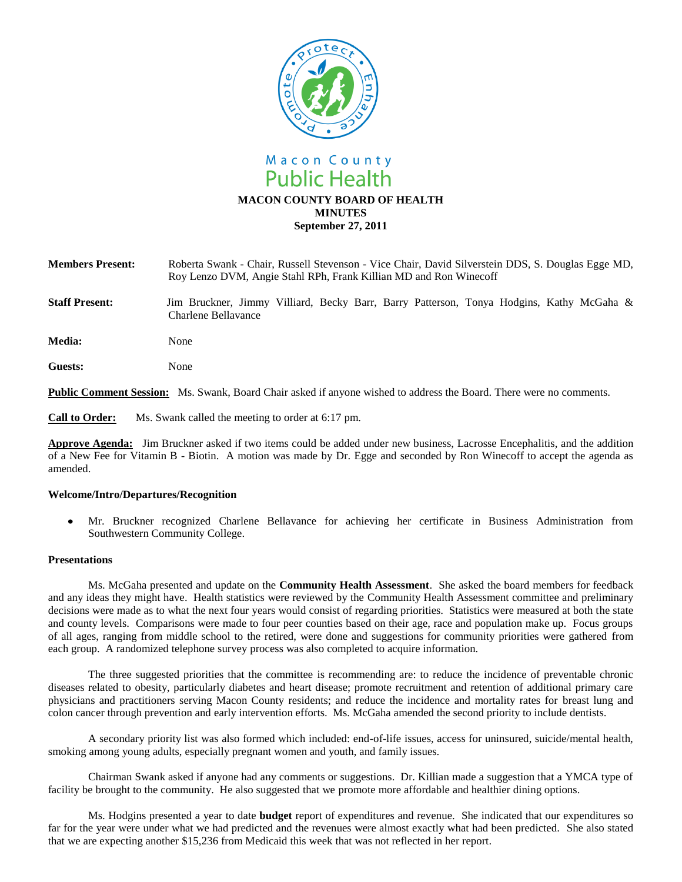Macon County
Public Health

**MACON COUNTY BOARD OF HEALTH**
**MINUTES**
**September 27, 2011**

**Members Present:** Roberta Swank - Chair, Russell Stevenson - Vice Chair, David Silverstein DDS, S. Douglas Egge MD, Roy Lenzo DVM, Angie Stahl RPh, Frank Killian MD and Ron Winecoff

**Staff Present:** Jim Bruckner, Jimmy Villiard, Becky Barr, Barry Patterson, Tonya Hodgins, Kathy McGaha & Charlene Bellavance

**Media:** None

**Guests:** None

**Public Comment Session:** Ms. Swank, Board Chair asked if anyone wished to address the Board. There were no comments.

**Call to Order:** Ms. Swank called the meeting to order at 6:17 pm.

**Approve Agenda:** Jim Bruckner asked if two items could be added under new business, Lacrosse Encephalitis, and the addition of a New Fee for Vitamin B - Biotin. A motion was made by Dr. Egge and seconded by Ron Winecoff to accept the agenda as amended.

**Welcome/Intro/Departures/Recognition**

- Mr. Bruckner recognized Charlene Bellavance for achieving her certificate in Business Administration from Southwestern Community College.

**Presentations**

Ms. McGaha presented and update on the **Community Health Assessment**. She asked the board members for feedback and any ideas they might have. Health statistics were reviewed by the Community Health Assessment committee and preliminary decisions were made as to what the next four years would consist of regarding priorities. Statistics were measured at both the state and county levels. Comparisons were made to four peer counties based on their age, race and population make up. Focus groups of all ages, ranging from middle school to the retired, were done and suggestions for community priorities were gathered from each group. A randomized telephone survey process was also completed to acquire information.

The three suggested priorities that the committee is recommending are: to reduce the incidence of preventable chronic diseases related to obesity, particularly diabetes and heart disease; promote recruitment and retention of additional primary care physicians and practitioners serving Macon County residents; and reduce the incidence and mortality rates for breast lung and colon cancer through prevention and early intervention efforts. Ms. McGaha amended the second priority to include dentists.

A secondary priority list was also formed which included: end-of-life issues, access for uninsured, suicide/mental health, smoking among young adults, especially pregnant women and youth, and family issues.

Chairman Swank asked if anyone had any comments or suggestions. Dr. Killian made a suggestion that a YMCA type of facility be brought to the community. He also suggested that we promote more affordable and healthier dining options.

Ms. Hodgins presented a year to date **budget** report of expenditures and revenue. She indicated that our expenditures so far for the year were under what we had predicted and the revenues were almost exactly what had been predicted. She also stated that we are expecting another $15,236 from Medicaid this week that was not reflected in her report.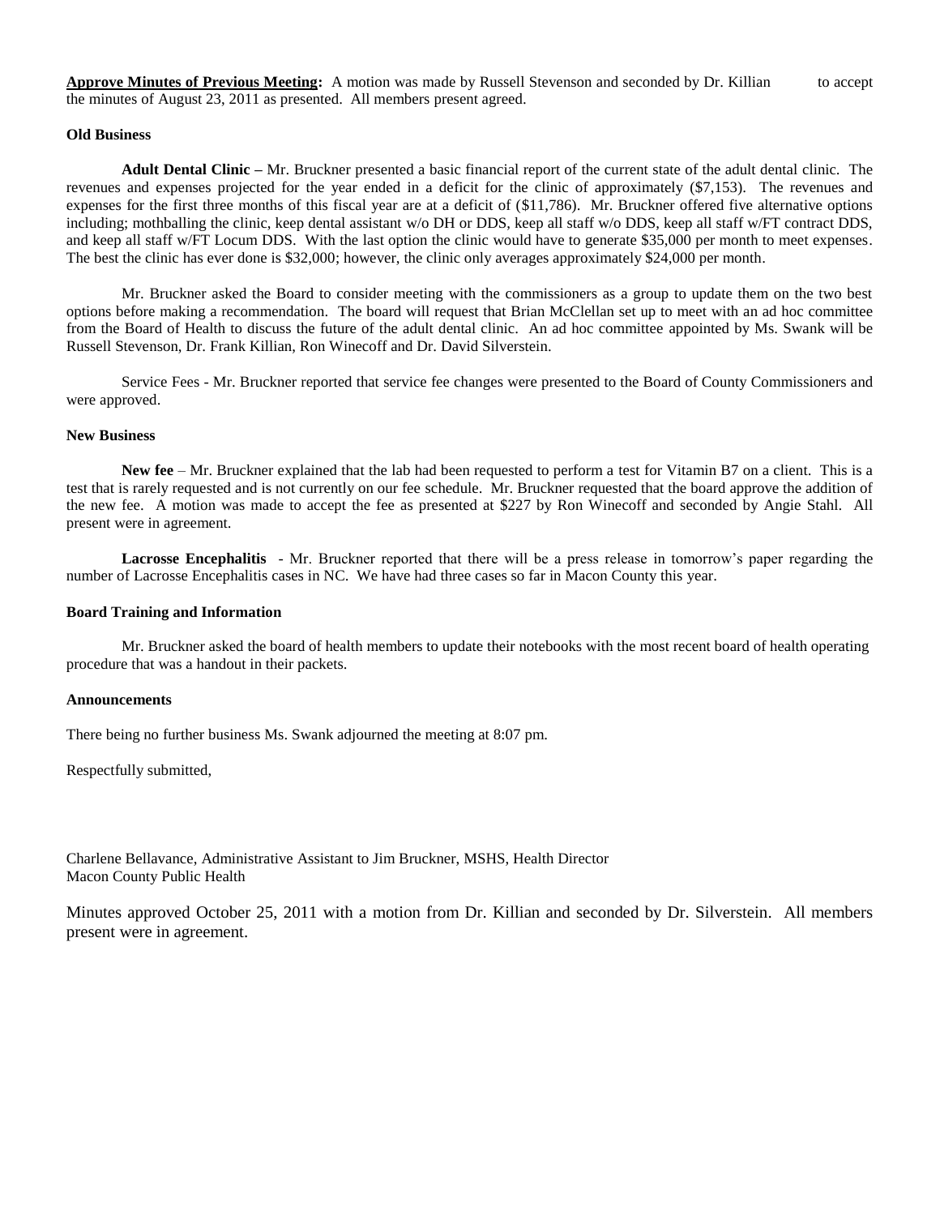**Approve Minutes of Previous Meeting:** A motion was made by Russell Stevenson and seconded by Dr. Killian to accept the minutes of August 23, 2011 as presented. All members present agreed.

**Old Business**

**Adult Dental Clinic –** Mr. Bruckner presented a basic financial report of the current state of the adult dental clinic. The revenues and expenses projected for the year ended in a deficit for the clinic of approximately ($7,153). The revenues and expenses for the first three months of this fiscal year are at a deficit of ($11,786). Mr. Bruckner offered five alternative options including; mothballing the clinic, keep dental assistant w/o DH or DDS, keep all staff w/o DDS, keep all staff w/FT contract DDS, and keep all staff w/FT Locum DDS. With the last option the clinic would have to generate $35,000 per month to meet expenses. The best the clinic has ever done is $32,000; however, the clinic only averages approximately $24,000 per month.

Mr. Bruckner asked the Board to consider meeting with the commissioners as a group to update them on the two best options before making a recommendation. The board will request that Brian McClellan set up to meet with an ad hoc committee from the Board of Health to discuss the future of the adult dental clinic. An ad hoc committee appointed by Ms. Swank will be Russell Stevenson, Dr. Frank Killian, Ron Winecoff and Dr. David Silverstein.

Service Fees - Mr. Bruckner reported that service fee changes were presented to the Board of County Commissioners and were approved.

**New Business**

**New fee** – Mr. Bruckner explained that the lab had been requested to perform a test for Vitamin B7 on a client. This is a test that is rarely requested and is not currently on our fee schedule. Mr. Bruckner requested that the board approve the addition of the new fee. A motion was made to accept the fee as presented at $227 by Ron Winecoff and seconded by Angie Stahl. All present were in agreement.

**Lacrosse Encephalitis** - Mr. Bruckner reported that there will be a press release in tomorrow's paper regarding the number of Lacrosse Encephalitis cases in NC. We have had three cases so far in Macon County this year.

**Board Training and Information**

Mr. Bruckner asked the board of health members to update their notebooks with the most recent board of health operating procedure that was a handout in their packets.

**Announcements**

There being no further business Ms. Swank adjourned the meeting at 8:07 pm.

Respectfully submitted,

Charlene Bellavance, Administrative Assistant to Jim Bruckner, MSHS, Health Director
Macon County Public Health

Minutes approved October 25, 2011 with a motion from Dr. Killian and seconded by Dr. Silverstein. All members present were in agreement.